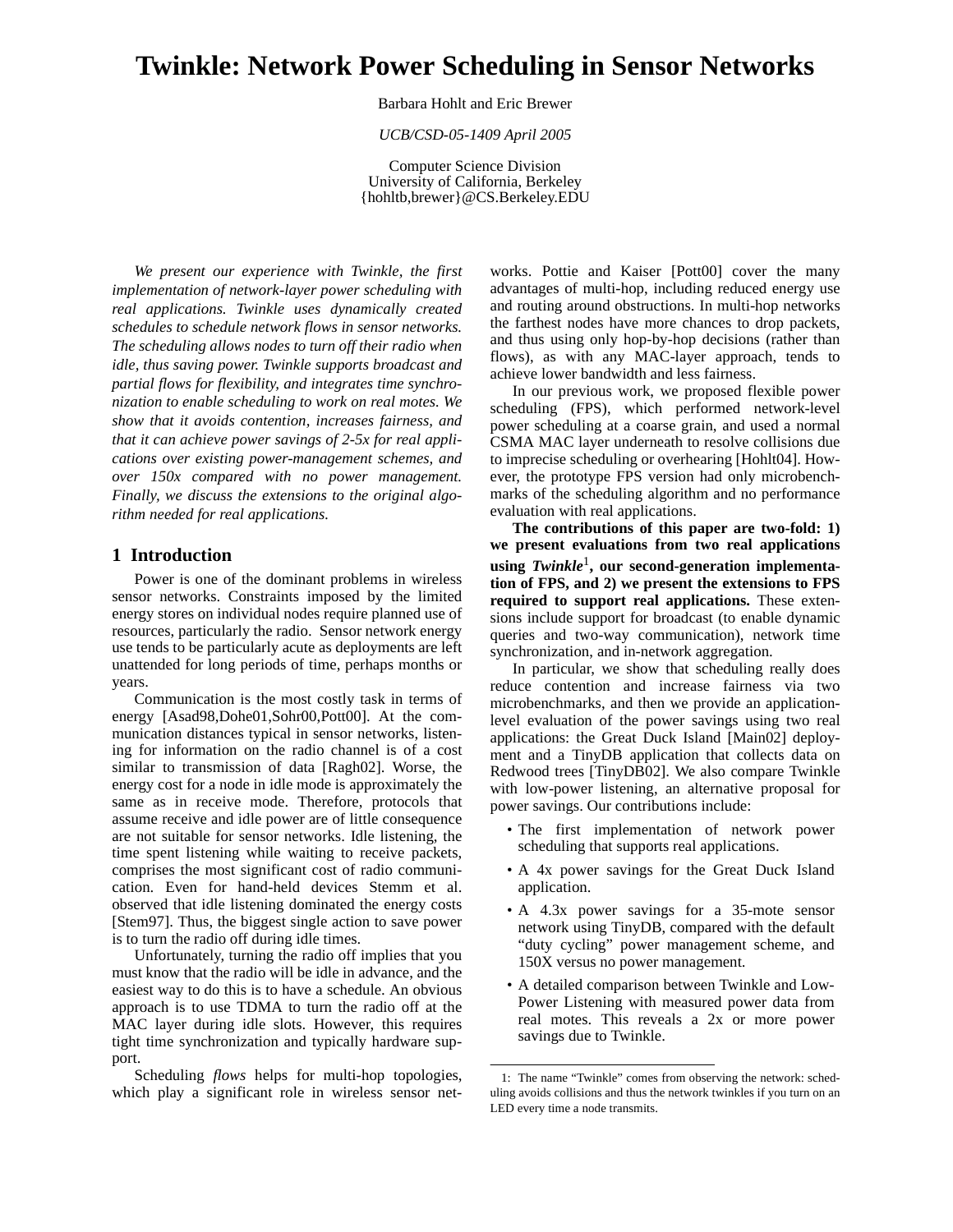# Twinkle: Network Power Scheduling in Sensor Networks

Barbara Hohlt and Eric Brewer

*UCB/CSD-05-1409 April 2005*

Computer Science Division
University of California, Berkeley
{hohltb,brewer}@CS.Berkeley.EDU

*We present our experience with Twinkle, the first implementation of network-layer power scheduling with real applications. Twinkle uses dynamically created schedules to schedule network flows in sensor networks. The scheduling allows nodes to turn off their radio when idle, thus saving power. Twinkle supports broadcast and partial flows for flexibility, and integrates time synchronization to enable scheduling to work on real motes. We show that it avoids contention, increases fairness, and that it can achieve power savings of 2-5x for real applications over existing power-management schemes, and over 150x compared with no power management. Finally, we discuss the extensions to the original algorithm needed for real applications.*

## 1 Introduction

Power is one of the dominant problems in wireless sensor networks. Constraints imposed by the limited energy stores on individual nodes require planned use of resources, particularly the radio. Sensor network energy use tends to be particularly acute as deployments are left unattended for long periods of time, perhaps months or years.

Communication is the most costly task in terms of energy [Asad98,Dohe01,Sohr00,Pott00]. At the communication distances typical in sensor networks, listening for information on the radio channel is of a cost similar to transmission of data [Ragh02]. Worse, the energy cost for a node in idle mode is approximately the same as in receive mode. Therefore, protocols that assume receive and idle power are of little consequence are not suitable for sensor networks. Idle listening, the time spent listening while waiting to receive packets, comprises the most significant cost of radio communication. Even for hand-held devices Stemm et al. observed that idle listening dominated the energy costs [Stem97]. Thus, the biggest single action to save power is to turn the radio off during idle times.

Unfortunately, turning the radio off implies that you must know that the radio will be idle in advance, and the easiest way to do this is to have a schedule. An obvious approach is to use TDMA to turn the radio off at the MAC layer during idle slots. However, this requires tight time synchronization and typically hardware support.

Scheduling *flows* helps for multi-hop topologies, which play a significant role in wireless sensor networks. Pottie and Kaiser [Pott00] cover the many advantages of multi-hop, including reduced energy use and routing around obstructions. In multi-hop networks the farthest nodes have more chances to drop packets, and thus using only hop-by-hop decisions (rather than flows), as with any MAC-layer approach, tends to achieve lower bandwidth and less fairness.

In our previous work, we proposed flexible power scheduling (FPS), which performed network-level power scheduling at a coarse grain, and used a normal CSMA MAC layer underneath to resolve collisions due to imprecise scheduling or overhearing [Hohlt04]. However, the prototype FPS version had only microbenchmarks of the scheduling algorithm and no performance evaluation with real applications.

**The contributions of this paper are two-fold: 1) we present evaluations from two real applications using *Twinkle*[1], our second-generation implementation of FPS, and 2) we present the extensions to FPS required to support real applications.** These extensions include support for broadcast (to enable dynamic queries and two-way communication), network time synchronization, and in-network aggregation.

In particular, we show that scheduling really does reduce contention and increase fairness via two microbenchmarks, and then we provide an application-level evaluation of the power savings using two real applications: the Great Duck Island [Main02] deployment and a TinyDB application that collects data on Redwood trees [TinyDB02]. We also compare Twinkle with low-power listening, an alternative proposal for power savings. Our contributions include:

- The first implementation of network power scheduling that supports real applications.
- A 4x power savings for the Great Duck Island application.
- A 4.3x power savings for a 35-mote sensor network using TinyDB, compared with the default "duty cycling" power management scheme, and 150X versus no power management.
- A detailed comparison between Twinkle and Low-Power Listening with measured power data from real motes. This reveals a 2x or more power savings due to Twinkle.

1: The name "Twinkle" comes from observing the network: scheduling avoids collisions and thus the network twinkles if you turn on an LED every time a node transmits.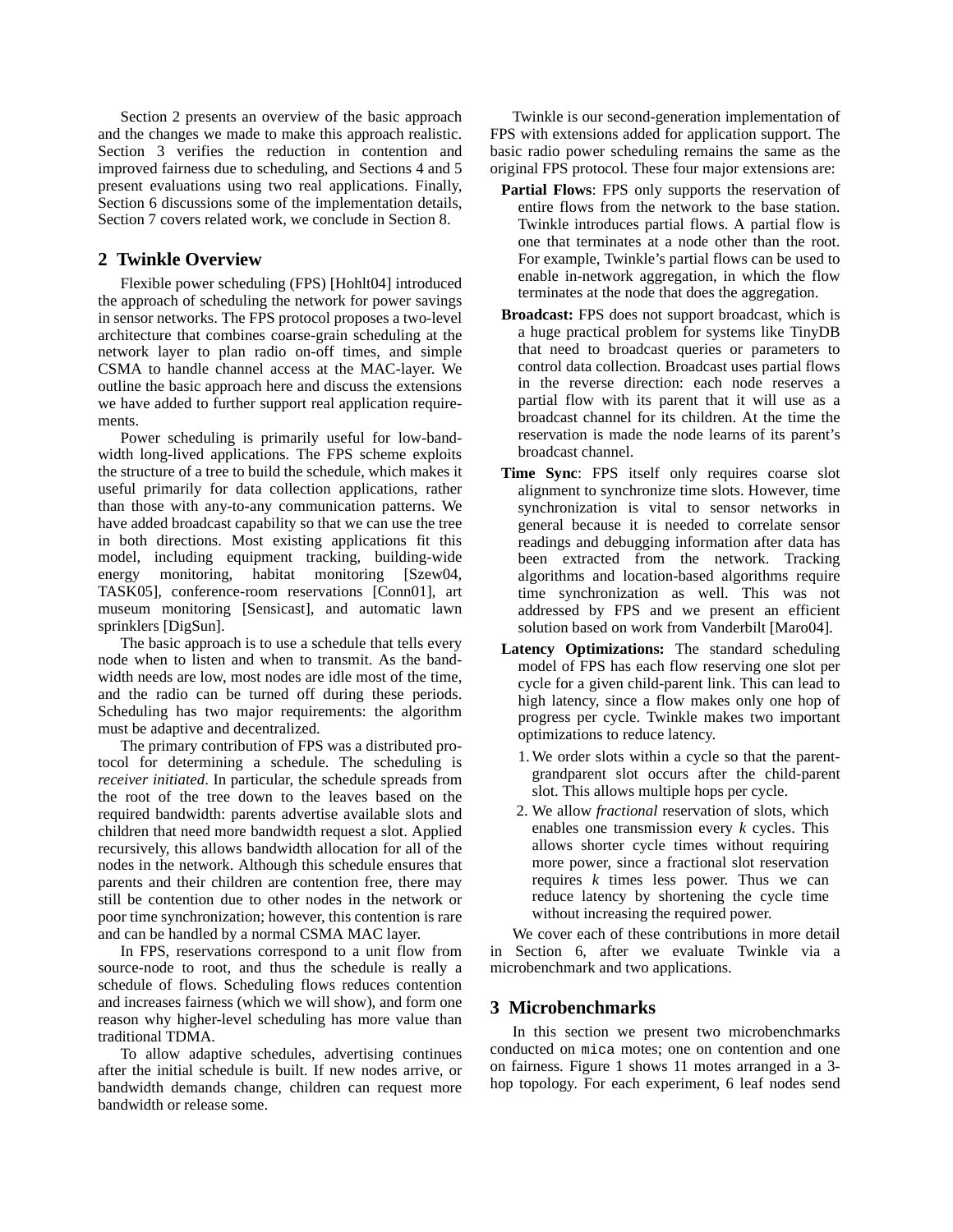Section 2 presents an overview of the basic approach and the changes we made to make this approach realistic. Section 3 verifies the reduction in contention and improved fairness due to scheduling, and Sections 4 and 5 present evaluations using two real applications. Finally, Section 6 discussions some of the implementation details, Section 7 covers related work, we conclude in Section 8.

## 2 Twinkle Overview

Flexible power scheduling (FPS) [Hohlt04] introduced the approach of scheduling the network for power savings in sensor networks. The FPS protocol proposes a two-level architecture that combines coarse-grain scheduling at the network layer to plan radio on-off times, and simple CSMA to handle channel access at the MAC-layer. We outline the basic approach here and discuss the extensions we have added to further support real application requirements.

Power scheduling is primarily useful for low-bandwidth long-lived applications. The FPS scheme exploits the structure of a tree to build the schedule, which makes it useful primarily for data collection applications, rather than those with any-to-any communication patterns. We have added broadcast capability so that we can use the tree in both directions. Most existing applications fit this model, including equipment tracking, building-wide energy monitoring, habitat monitoring [Szew04, TASK05], conference-room reservations [Conn01], art museum monitoring [Sensicast], and automatic lawn sprinklers [DigSun].

The basic approach is to use a schedule that tells every node when to listen and when to transmit. As the bandwidth needs are low, most nodes are idle most of the time, and the radio can be turned off during these periods. Scheduling has two major requirements: the algorithm must be adaptive and decentralized.

The primary contribution of FPS was a distributed protocol for determining a schedule. The scheduling is *receiver initiated*. In particular, the schedule spreads from the root of the tree down to the leaves based on the required bandwidth: parents advertise available slots and children that need more bandwidth request a slot. Applied recursively, this allows bandwidth allocation for all of the nodes in the network. Although this schedule ensures that parents and their children are contention free, there may still be contention due to other nodes in the network or poor time synchronization; however, this contention is rare and can be handled by a normal CSMA MAC layer.

In FPS, reservations correspond to a unit flow from source-node to root, and thus the schedule is really a schedule of flows. Scheduling flows reduces contention and increases fairness (which we will show), and form one reason why higher-level scheduling has more value than traditional TDMA.

To allow adaptive schedules, advertising continues after the initial schedule is built. If new nodes arrive, or bandwidth demands change, children can request more bandwidth or release some.

Twinkle is our second-generation implementation of FPS with extensions added for application support. The basic radio power scheduling remains the same as the original FPS protocol. These four major extensions are:

- **Partial Flows**: FPS only supports the reservation of entire flows from the network to the base station. Twinkle introduces partial flows. A partial flow is one that terminates at a node other than the root. For example, Twinkle's partial flows can be used to enable in-network aggregation, in which the flow terminates at the node that does the aggregation.
- **Broadcast:** FPS does not support broadcast, which is a huge practical problem for systems like TinyDB that need to broadcast queries or parameters to control data collection. Broadcast uses partial flows in the reverse direction: each node reserves a partial flow with its parent that it will use as a broadcast channel for its children. At the time the reservation is made the node learns of its parent's broadcast channel.
- **Time Sync**: FPS itself only requires coarse slot alignment to synchronize time slots. However, time synchronization is vital to sensor networks in general because it is needed to correlate sensor readings and debugging information after data has been extracted from the network. Tracking algorithms and location-based algorithms require time synchronization as well. This was not addressed by FPS and we present an efficient solution based on work from Vanderbilt [Maro04].
- **Latency Optimizations:** The standard scheduling model of FPS has each flow reserving one slot per cycle for a given child-parent link. This can lead to high latency, since a flow makes only one hop of progress per cycle. Twinkle makes two important optimizations to reduce latency.
  1. We order slots within a cycle so that the parent-grandparent slot occurs after the child-parent slot. This allows multiple hops per cycle.
  2. We allow *fractional* reservation of slots, which enables one transmission every *k* cycles. This allows shorter cycle times without requiring more power, since a fractional slot reservation requires *k* times less power. Thus we can reduce latency by shortening the cycle time without increasing the required power.

We cover each of these contributions in more detail in Section 6, after we evaluate Twinkle via a microbenchmark and two applications.

## 3 Microbenchmarks

In this section we present two microbenchmarks conducted on `mica` motes; one on contention and one on fairness. Figure 1 shows 11 motes arranged in a 3-hop topology. For each experiment, 6 leaf nodes send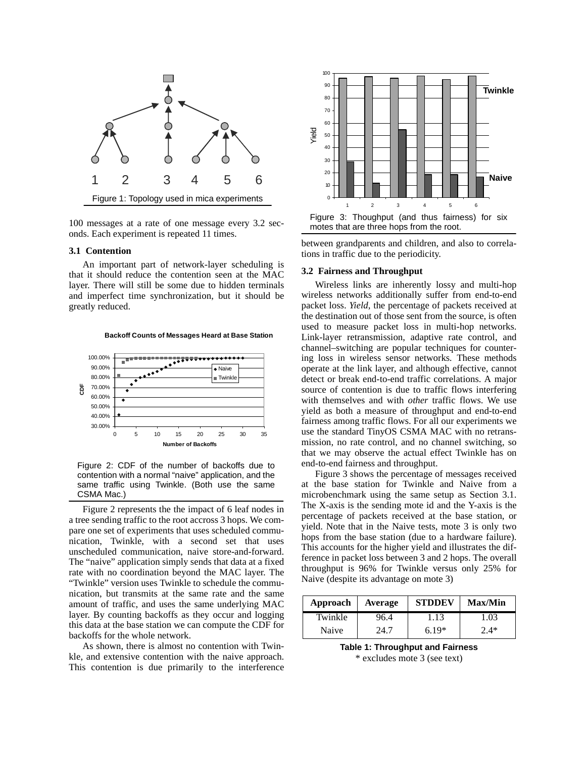Figure 1: Topology used in mica experiments

100 messages at a rate of one message every 3.2 seconds. Each experiment is repeated 11 times.

### 3.1 Contention

An important part of network-layer scheduling is that it should reduce the contention seen at the MAC layer. There will still be some due to hidden terminals and imperfect time synchronization, but it should be greatly reduced.

Figure 2: CDF of the number of backoffs due to contention with a normal "naive" application, and the same traffic using Twinkle. (Both use the same CSMA Mac.)

Figure 2 represents the the impact of 6 leaf nodes in a tree sending traffic to the root accross 3 hops. We compare one set of experiments that uses scheduled communication, Twinkle, with a second set that uses unscheduled communication, naive store-and-forward. The "naive" application simply sends that data at a fixed rate with no coordination beyond the MAC layer. The "Twinkle" version uses Twinkle to schedule the communication, but transmits at the same rate and the same amount of traffic, and uses the same underlying MAC layer. By counting backoffs as they occur and logging this data at the base station we can compute the CDF for backoffs for the whole network.

As shown, there is almost no contention with Twinkle, and extensive contention with the naive approach. This contention is due primarily to the interference between grandparents and children, and also to correlations in traffic due to the periodicity.

Figure 3: Thoughput (and thus fairness) for six motes that are three hops from the root.

### 3.2 Fairness and Throughput

Wireless links are inherently lossy and multi-hop wireless networks additionally suffer from end-to-end packet loss. *Yield*, the percentage of packets received at the destination out of those sent from the source, is often used to measure packet loss in multi-hop networks. Link-layer retransmission, adaptive rate control, and channel–switching are popular techniques for countering loss in wireless sensor networks. These methods operate at the link layer, and although effective, cannot detect or break end-to-end traffic correlations. A major source of contention is due to traffic flows interfering with themselves and with *other* traffic flows. We use yield as both a measure of throughput and end-to-end fairness among traffic flows. For all our experiments we use the standard TinyOS CSMA MAC with no retransmission, no rate control, and no channel switching, so that we may observe the actual effect Twinkle has on end-to-end fairness and throughput.

Figure 3 shows the percentage of messages received at the base station for Twinkle and Naive from a microbenchmark using the same setup as Section 3.1. The X-axis is the sending mote id and the Y-axis is the percentage of packets received at the base station, or yield. Note that in the Naive tests, mote 3 is only two hops from the base station (due to a hardware failure). This accounts for the higher yield and illustrates the difference in packet loss between 3 and 2 hops. The overall throughput is 96% for Twinkle versus only 25% for Naive (despite its advantage on mote 3)

| Approach | Average | STDDEV | Max/Min |
|---|---|---|---|
| Twinkle | 96.4 | 1.13 | 1.03 |
| Naive | 24.7 | 6.19* | 2.4* |

**Table 1: Throughput and Fairness**
\* excludes mote 3 (see text)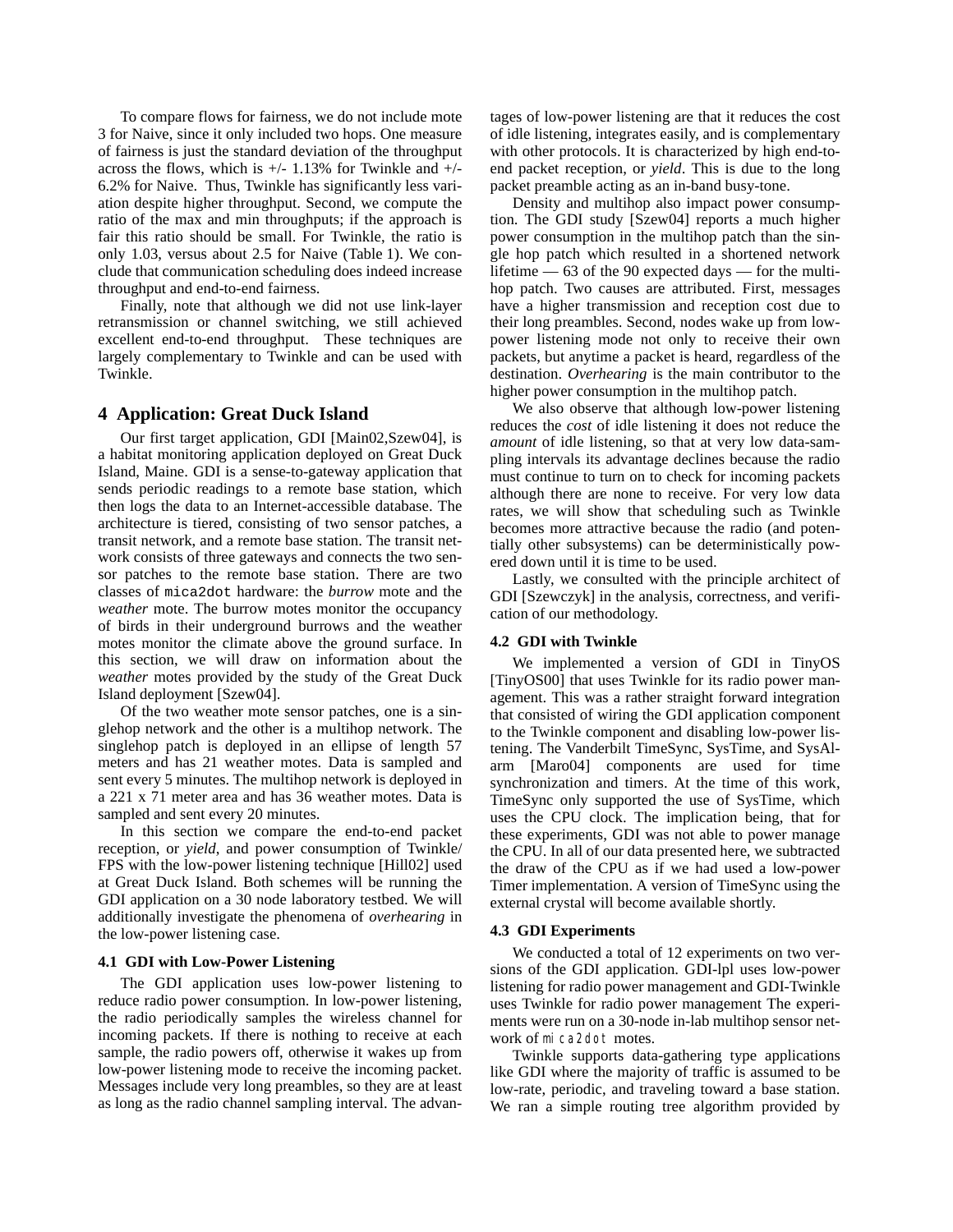To compare flows for fairness, we do not include mote 3 for Naive, since it only included two hops. One measure of fairness is just the standard deviation of the throughput across the flows, which is +/- 1.13% for Twinkle and +/- 6.2% for Naive. Thus, Twinkle has significantly less variation despite higher throughput. Second, we compute the ratio of the max and min throughputs; if the approach is fair this ratio should be small. For Twinkle, the ratio is only 1.03, versus about 2.5 for Naive (Table 1). We conclude that communication scheduling does indeed increase throughput and end-to-end fairness.

Finally, note that although we did not use link-layer retransmission or channel switching, we still achieved excellent end-to-end throughput. These techniques are largely complementary to Twinkle and can be used with Twinkle.

## 4 Application: Great Duck Island

Our first target application, GDI [Main02,Szew04], is a habitat monitoring application deployed on Great Duck Island, Maine. GDI is a sense-to-gateway application that sends periodic readings to a remote base station, which then logs the data to an Internet-accessible database. The architecture is tiered, consisting of two sensor patches, a transit network, and a remote base station. The transit network consists of three gateways and connects the two sensor patches to the remote base station. There are two classes of `mica2dot` hardware: the *burrow* mote and the *weather* mote. The burrow motes monitor the occupancy of birds in their underground burrows and the weather motes monitor the climate above the ground surface. In this section, we will draw on information about the *weather* motes provided by the study of the Great Duck Island deployment [Szew04].

Of the two weather mote sensor patches, one is a singlehop network and the other is a multihop network. The singlehop patch is deployed in an ellipse of length 57 meters and has 21 weather motes. Data is sampled and sent every 5 minutes. The multihop network is deployed in a 221 x 71 meter area and has 36 weather motes. Data is sampled and sent every 20 minutes.

In this section we compare the end-to-end packet reception, or *yield*, and power consumption of Twinkle/FPS with the low-power listening technique [Hill02] used at Great Duck Island. Both schemes will be running the GDI application on a 30 node laboratory testbed. We will additionally investigate the phenomena of *overhearing* in the low-power listening case.

### 4.1 GDI with Low-Power Listening

The GDI application uses low-power listening to reduce radio power consumption. In low-power listening, the radio periodically samples the wireless channel for incoming packets. If there is nothing to receive at each sample, the radio powers off, otherwise it wakes up from low-power listening mode to receive the incoming packet. Messages include very long preambles, so they are at least as long as the radio channel sampling interval. The advantages of low-power listening are that it reduces the cost of idle listening, integrates easily, and is complementary with other protocols. It is characterized by high end-to-end packet reception, or *yield*. This is due to the long packet preamble acting as an in-band busy-tone.

Density and multihop also impact power consumption. The GDI study [Szew04] reports a much higher power consumption in the multihop patch than the single hop patch which resulted in a shortened network lifetime — 63 of the 90 expected days — for the multihop patch. Two causes are attributed. First, messages have a higher transmission and reception cost due to their long preambles. Second, nodes wake up from low-power listening mode not only to receive their own packets, but anytime a packet is heard, regardless of the destination. *Overhearing* is the main contributor to the higher power consumption in the multihop patch.

We also observe that although low-power listening reduces the *cost* of idle listening it does not reduce the *amount* of idle listening, so that at very low data-sampling intervals its advantage declines because the radio must continue to turn on to check for incoming packets although there are none to receive. For very low data rates, we will show that scheduling such as Twinkle becomes more attractive because the radio (and potentially other subsystems) can be deterministically powered down until it is time to be used.

Lastly, we consulted with the principle architect of GDI [Szewczyk] in the analysis, correctness, and verification of our methodology.

### 4.2 GDI with Twinkle

We implemented a version of GDI in TinyOS [TinyOS00] that uses Twinkle for its radio power management. This was a rather straight forward integration that consisted of wiring the GDI application component to the Twinkle component and disabling low-power listening. The Vanderbilt TimeSync, SysTime, and SysAlarm [Maro04] components are used for time synchronization and timers. At the time of this work, TimeSync only supported the use of SysTime, which uses the CPU clock. The implication being, that for these experiments, GDI was not able to power manage the CPU. In all of our data presented here, we subtracted the draw of the CPU as if we had used a low-power Timer implementation. A version of TimeSync using the external crystal will become available shortly.

### 4.3 GDI Experiments

We conducted a total of 12 experiments on two versions of the GDI application. GDI-lpl uses low-power listening for radio power management and GDI-Twinkle uses Twinkle for radio power management The experiments were run on a 30-node in-lab multihop sensor network of `mica2dot` motes.

Twinkle supports data-gathering type applications like GDI where the majority of traffic is assumed to be low-rate, periodic, and traveling toward a base station. We ran a simple routing tree algorithm provided by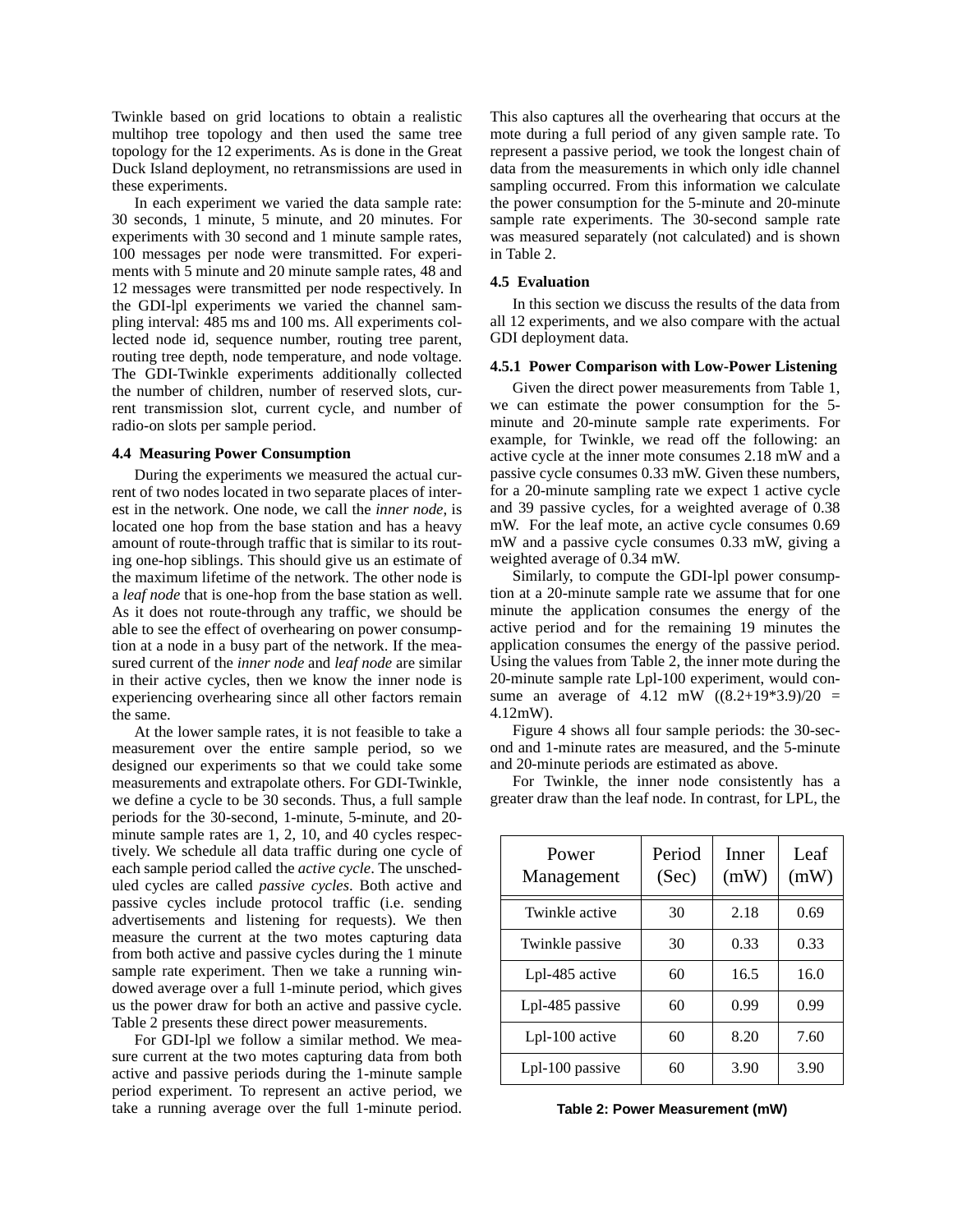Twinkle based on grid locations to obtain a realistic multihop tree topology and then used the same tree topology for the 12 experiments. As is done in the Great Duck Island deployment, no retransmissions are used in these experiments.

In each experiment we varied the data sample rate: 30 seconds, 1 minute, 5 minute, and 20 minutes. For experiments with 30 second and 1 minute sample rates, 100 messages per node were transmitted. For experiments with 5 minute and 20 minute sample rates, 48 and 12 messages were transmitted per node respectively. In the GDI-lpl experiments we varied the channel sampling interval: 485 ms and 100 ms. All experiments collected node id, sequence number, routing tree parent, routing tree depth, node temperature, and node voltage. The GDI-Twinkle experiments additionally collected the number of children, number of reserved slots, current transmission slot, current cycle, and number of radio-on slots per sample period.

### 4.4 Measuring Power Consumption

During the experiments we measured the actual current of two nodes located in two separate places of interest in the network. One node, we call the *inner node*, is located one hop from the base station and has a heavy amount of route-through traffic that is similar to its routing one-hop siblings. This should give us an estimate of the maximum lifetime of the network. The other node is a *leaf node* that is one-hop from the base station as well. As it does not route-through any traffic, we should be able to see the effect of overhearing on power consumption at a node in a busy part of the network. If the measured current of the *inner node* and *leaf node* are similar in their active cycles, then we know the inner node is experiencing overhearing since all other factors remain the same.

At the lower sample rates, it is not feasible to take a measurement over the entire sample period, so we designed our experiments so that we could take some measurements and extrapolate others. For GDI-Twinkle, we define a cycle to be 30 seconds. Thus, a full sample periods for the 30-second, 1-minute, 5-minute, and 20-minute sample rates are 1, 2, 10, and 40 cycles respectively. We schedule all data traffic during one cycle of each sample period called the *active cycle*. The unscheduled cycles are called *passive cycles*. Both active and passive cycles include protocol traffic (i.e. sending advertisements and listening for requests). We then measure the current at the two motes capturing data from both active and passive cycles during the 1 minute sample rate experiment. Then we take a running windowed average over a full 1-minute period, which gives us the power draw for both an active and passive cycle. Table 2 presents these direct power measurements.

For GDI-lpl we follow a similar method. We measure current at the two motes capturing data from both active and passive periods during the 1-minute sample period experiment. To represent an active period, we take a running average over the full 1-minute period. This also captures all the overhearing that occurs at the mote during a full period of any given sample rate. To represent a passive period, we took the longest chain of data from the measurements in which only idle channel sampling occurred. From this information we calculate the power consumption for the 5-minute and 20-minute sample rate experiments. The 30-second sample rate was measured separately (not calculated) and is shown in Table 2.

### 4.5 Evaluation

In this section we discuss the results of the data from all 12 experiments, and we also compare with the actual GDI deployment data.

#### 4.5.1 Power Comparison with Low-Power Listening

Given the direct power measurements from Table 1, we can estimate the power consumption for the 5-minute and 20-minute sample rate experiments. For example, for Twinkle, we read off the following: an active cycle at the inner mote consumes 2.18 mW and a passive cycle consumes 0.33 mW. Given these numbers, for a 20-minute sampling rate we expect 1 active cycle and 39 passive cycles, for a weighted average of 0.38 mW. For the leaf mote, an active cycle consumes 0.69 mW and a passive cycle consumes 0.33 mW, giving a weighted average of 0.34 mW.

Similarly, to compute the GDI-lpl power consumption at a 20-minute sample rate we assume that for one minute the application consumes the energy of the active period and for the remaining 19 minutes the application consumes the energy of the passive period. Using the values from Table 2, the inner mote during the 20-minute sample rate Lpl-100 experiment, would consume an average of 4.12 mW ((8.2+19*3.9)/20 = 4.12mW).

Figure 4 shows all four sample periods: the 30-second and 1-minute rates are measured, and the 5-minute and 20-minute periods are estimated as above.

For Twinkle, the inner node consistently has a greater draw than the leaf node. In contrast, for LPL, the

| Power Management | Period (Sec) | Inner (mW) | Leaf (mW) |
|---|---|---|---|
| Twinkle active | 30 | 2.18 | 0.69 |
| Twinkle passive | 30 | 0.33 | 0.33 |
| Lpl-485 active | 60 | 16.5 | 16.0 |
| Lpl-485 passive | 60 | 0.99 | 0.99 |
| Lpl-100 active | 60 | 8.20 | 7.60 |
| Lpl-100 passive | 60 | 3.90 | 3.90 |

**Table 2: Power Measurement (mW)**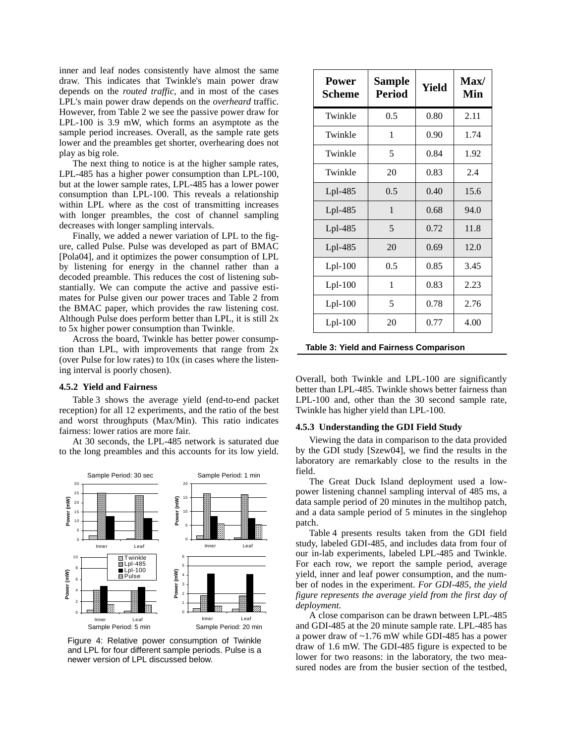inner and leaf nodes consistently have almost the same draw. This indicates that Twinkle's main power draw depends on the *routed traffic*, and in most of the cases LPL's main power draw depends on the *overheard* traffic. However, from Table 2 we see the passive power draw for LPL-100 is 3.9 mW, which forms an asymptote as the sample period increases. Overall, as the sample rate gets lower and the preambles get shorter, overhearing does not play as big role.

The next thing to notice is at the higher sample rates, LPL-485 has a higher power consumption than LPL-100, but at the lower sample rates, LPL-485 has a lower power consumption than LPL-100. This reveals a relationship within LPL where as the cost of transmitting increases with longer preambles, the cost of channel sampling decreases with longer sampling intervals.

Finally, we added a newer variation of LPL to the figure, called Pulse. Pulse was developed as part of BMAC [Pola04], and it optimizes the power consumption of LPL by listening for energy in the channel rather than a decoded preamble. This reduces the cost of listening substantially. We can compute the active and passive estimates for Pulse given our power traces and Table 2 from the BMAC paper, which provides the raw listening cost. Although Pulse does perform better than LPL, it is still 2x to 5x higher power consumption than Twinkle.

Across the board, Twinkle has better power consumption than LPL, with improvements that range from 2x (over Pulse for low rates) to 10x (in cases where the listening interval is poorly chosen).

### 4.5.2 Yield and Fairness

Table 3 shows the average yield (end-to-end packet reception) for all 12 experiments, and the ratio of the best and worst throughputs (Max/Min). This ratio indicates fairness: lower ratios are more fair.

At 30 seconds, the LPL-485 network is saturated due to the long preambles and this accounts for its low yield.

Figure 4: Relative power consumption of Twinkle and LPL for four different sample periods. Pulse is a newer version of LPL discussed below.

| Power Scheme | Sample Period | Yield | Max/ Min |
|---|---|---|---|
| Twinkle | 0.5 | 0.80 | 2.11 |
| Twinkle | 1 | 0.90 | 1.74 |
| Twinkle | 5 | 0.84 | 1.92 |
| Twinkle | 20 | 0.83 | 2.4 |
| Lpl-485 | 0.5 | 0.40 | 15.6 |
| Lpl-485 | 1 | 0.68 | 94.0 |
| Lpl-485 | 5 | 0.72 | 11.8 |
| Lpl-485 | 20 | 0.69 | 12.0 |
| Lpl-100 | 0.5 | 0.85 | 3.45 |
| Lpl-100 | 1 | 0.83 | 2.23 |
| Lpl-100 | 5 | 0.78 | 2.76 |
| Lpl-100 | 20 | 0.77 | 4.00 |

**Table 3: Yield and Fairness Comparison**

Overall, both Twinkle and LPL-100 are significantly better than LPL-485. Twinkle shows better fairness than LPL-100 and, other than the 30 second sample rate, Twinkle has higher yield than LPL-100.

### 4.5.3 Understanding the GDI Field Study

Viewing the data in comparison to the data provided by the GDI study [Szew04], we find the results in the laboratory are remarkably close to the results in the field.

The Great Duck Island deployment used a low-power listening channel sampling interval of 485 ms, a data sample period of 20 minutes in the multihop patch, and a data sample period of 5 minutes in the singlehop patch.

Table 4 presents results taken from the GDI field study, labeled GDI-485, and includes data from four of our in-lab experiments, labeled LPL-485 and Twinkle. For each row, we report the sample period, average yield, inner and leaf power consumption, and the number of nodes in the experiment. *For GDI-485, the yield figure represents the average yield from the first day of deployment.*

A close comparison can be drawn between LPL-485 and GDI-485 at the 20 minute sample rate. LPL-485 has a power draw of ~1.76 mW while GDI-485 has a power draw of 1.6 mW. The GDI-485 figure is expected to be lower for two reasons: in the laboratory, the two measured nodes are from the busier section of the testbed,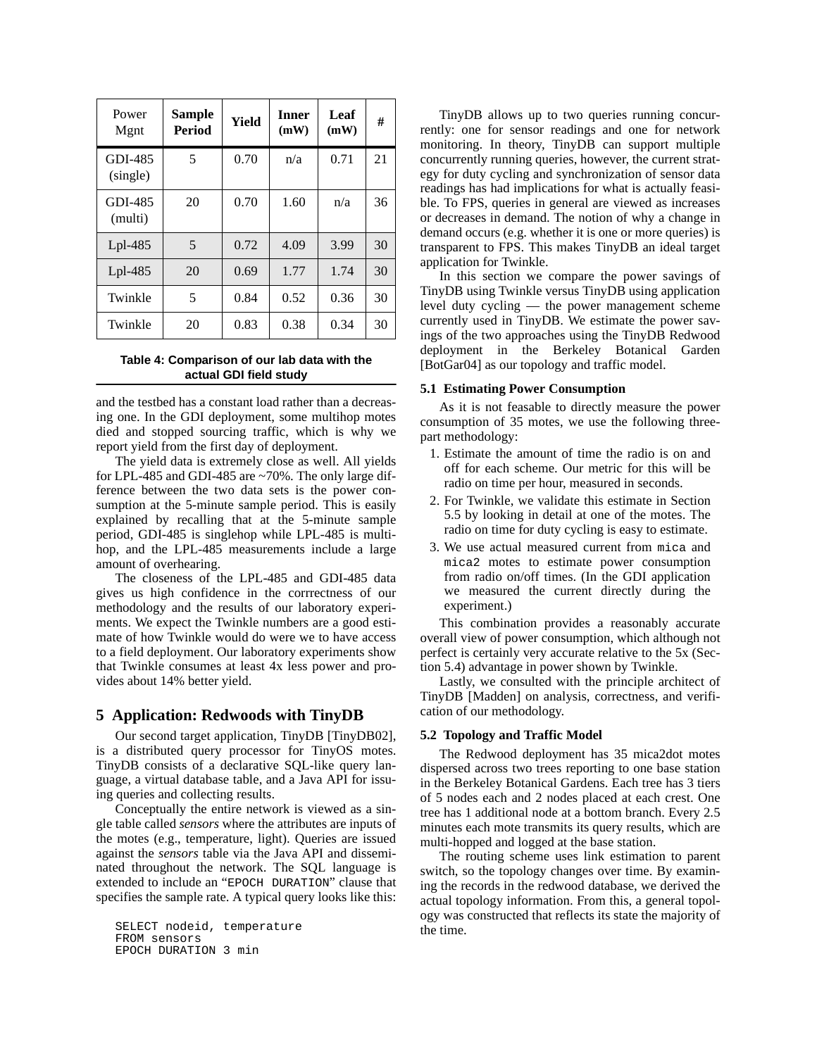| Power Mgnt | **Sample Period** | **Yield** | **Inner (mW)** | **Leaf (mW)** | **#** |
|---|---|---|---|---|---|
| GDI-485 (single) | 5 | 0.70 | n/a | 0.71 | 21 |
| GDI-485 (multi) | 20 | 0.70 | 1.60 | n/a | 36 |
| Lpl-485 | 5 | 0.72 | 4.09 | 3.99 | 30 |
| Lpl-485 | 20 | 0.69 | 1.77 | 1.74 | 30 |
| Twinkle | 5 | 0.84 | 0.52 | 0.36 | 30 |
| Twinkle | 20 | 0.83 | 0.38 | 0.34 | 30 |

**Table 4: Comparison of our lab data with the actual GDI field study**

and the testbed has a constant load rather than a decreasing one. In the GDI deployment, some multihop motes died and stopped sourcing traffic, which is why we report yield from the first day of deployment.

The yield data is extremely close as well. All yields for LPL-485 and GDI-485 are ~70%. The only large difference between the two data sets is the power consumption at the 5-minute sample period. This is easily explained by recalling that at the 5-minute sample period, GDI-485 is singlehop while LPL-485 is multihop, and the LPL-485 measurements include a large amount of overhearing.

The closeness of the LPL-485 and GDI-485 data gives us high confidence in the corrrectness of our methodology and the results of our laboratory experiments. We expect the Twinkle numbers are a good estimate of how Twinkle would do were we to have access to a field deployment. Our laboratory experiments show that Twinkle consumes at least 4x less power and provides about 14% better yield.

## 5 Application: Redwoods with TinyDB

Our second target application, TinyDB [TinyDB02], is a distributed query processor for TinyOS motes. TinyDB consists of a declarative SQL-like query language, a virtual database table, and a Java API for issuing queries and collecting results.

Conceptually the entire network is viewed as a single table called *sensors* where the attributes are inputs of the motes (e.g., temperature, light). Queries are issued against the *sensors* table via the Java API and disseminated throughout the network. The SQL language is extended to include an "EPOCH DURATION" clause that specifies the sample rate. A typical query looks like this:

```
SELECT nodeid, temperature
FROM sensors
EPOCH DURATION 3 min
```

TinyDB allows up to two queries running concurrently: one for sensor readings and one for network monitoring. In theory, TinyDB can support multiple concurrently running queries, however, the current strategy for duty cycling and synchronization of sensor data readings has had implications for what is actually feasible. To FPS, queries in general are viewed as increases or decreases in demand. The notion of why a change in demand occurs (e.g. whether it is one or more queries) is transparent to FPS. This makes TinyDB an ideal target application for Twinkle.

In this section we compare the power savings of TinyDB using Twinkle versus TinyDB using application level duty cycling — the power management scheme currently used in TinyDB. We estimate the power savings of the two approaches using the TinyDB Redwood deployment in the Berkeley Botanical Garden [BotGar04] as our topology and traffic model.

### 5.1 Estimating Power Consumption

As it is not feasable to directly measure the power consumption of 35 motes, we use the following three-part methodology:

1. Estimate the amount of time the radio is on and off for each scheme. Our metric for this will be radio on time per hour, measured in seconds.
2. For Twinkle, we validate this estimate in Section 5.5 by looking in detail at one of the motes. The radio on time for duty cycling is easy to estimate.
3. We use actual measured current from `mica` and `mica2` motes to estimate power consumption from radio on/off times. (In the GDI application we measured the current directly during the experiment.)

This combination provides a reasonably accurate overall view of power consumption, which although not perfect is certainly very accurate relative to the 5x (Section 5.4) advantage in power shown by Twinkle.

Lastly, we consulted with the principle architect of TinyDB [Madden] on analysis, correctness, and verification of our methodology.

### 5.2 Topology and Traffic Model

The Redwood deployment has 35 mica2dot motes dispersed across two trees reporting to one base station in the Berkeley Botanical Gardens. Each tree has 3 tiers of 5 nodes each and 2 nodes placed at each crest. One tree has 1 additional node at a bottom branch. Every 2.5 minutes each mote transmits its query results, which are multi-hopped and logged at the base station.

The routing scheme uses link estimation to parent switch, so the topology changes over time. By examining the records in the redwood database, we derived the actual topology information. From this, a general topology was constructed that reflects its state the majority of the time.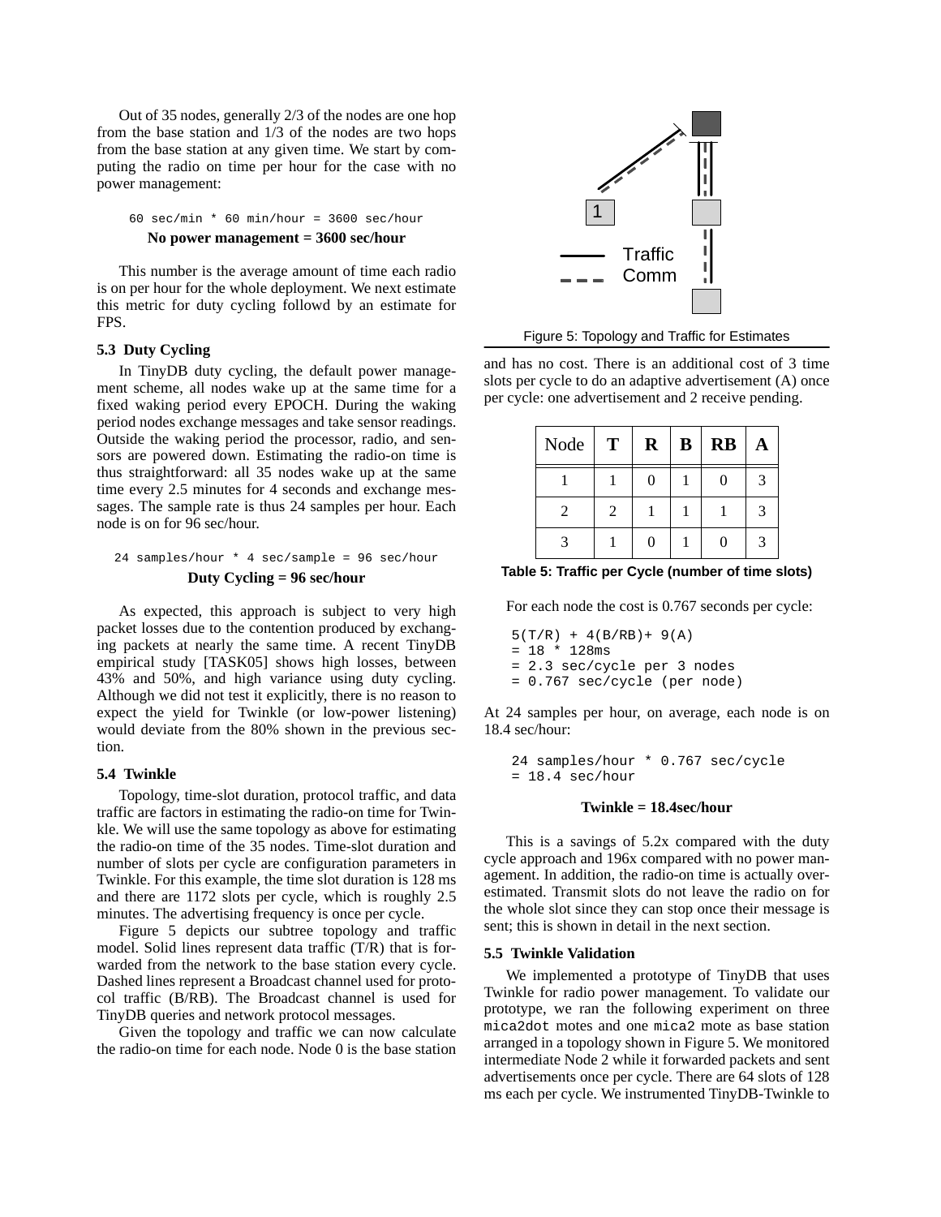Out of 35 nodes, generally 2/3 of the nodes are one hop from the base station and 1/3 of the nodes are two hops from the base station at any given time. We start by computing the radio on time per hour for the case with no power management:

```
60 sec/min * 60 min/hour = 3600 sec/hour
```

**No power management = 3600 sec/hour**

This number is the average amount of time each radio is on per hour for the whole deployment. We next estimate this metric for duty cycling followd by an estimate for FPS.

### 5.3 Duty Cycling

In TinyDB duty cycling, the default power management scheme, all nodes wake up at the same time for a fixed waking period every EPOCH. During the waking period nodes exchange messages and take sensor readings. Outside the waking period the processor, radio, and sensors are powered down. Estimating the radio-on time is thus straightforward: all 35 nodes wake up at the same time every 2.5 minutes for 4 seconds and exchange messages. The sample rate is thus 24 samples per hour. Each node is on for 96 sec/hour.

```
24 samples/hour * 4 sec/sample = 96 sec/hour
```

**Duty Cycling = 96 sec/hour**

As expected, this approach is subject to very high packet losses due to the contention produced by exchanging packets at nearly the same time. A recent TinyDB empirical study [TASK05] shows high losses, between 43% and 50%, and high variance using duty cycling. Although we did not test it explicitly, there is no reason to expect the yield for Twinkle (or low-power listening) would deviate from the 80% shown in the previous section.

### 5.4 Twinkle

Topology, time-slot duration, protocol traffic, and data traffic are factors in estimating the radio-on time for Twinkle. We will use the same topology as above for estimating the radio-on time of the 35 nodes. Time-slot duration and number of slots per cycle are configuration parameters in Twinkle. For this example, the time slot duration is 128 ms and there are 1172 slots per cycle, which is roughly 2.5 minutes. The advertising frequency is once per cycle.

Figure 5 depicts our subtree topology and traffic model. Solid lines represent data traffic (T/R) that is forwarded from the network to the base station every cycle. Dashed lines represent a Broadcast channel used for protocol traffic (B/RB). The Broadcast channel is used for TinyDB queries and network protocol messages.

Given the topology and traffic we can now calculate the radio-on time for each node. Node 0 is the base station and has no cost. There is an additional cost of 3 time slots per cycle to do an adaptive advertisement (A) once per cycle: one advertisement and 2 receive pending.

Figure 5: Topology and Traffic for Estimates

| Node | T | R | B | RB | A |
|---|---|---|---|---|---|
| 1 | 1 | 0 | 1 | 0 | 3 |
| 2 | 2 | 1 | 1 | 1 | 3 |
| 3 | 1 | 0 | 1 | 0 | 3 |

**Table 5: Traffic per Cycle (number of time slots)**

For each node the cost is 0.767 seconds per cycle:

```
5(T/R) + 4(B/RB)+ 9(A)
= 18 * 128ms
= 2.3 sec/cycle per 3 nodes
= 0.767 sec/cycle (per node)
```

At 24 samples per hour, on average, each node is on 18.4 sec/hour:

```
24 samples/hour * 0.767 sec/cycle
= 18.4 sec/hour
```

**Twinkle = 18.4sec/hour**

This is a savings of 5.2x compared with the duty cycle approach and 196x compared with no power management. In addition, the radio-on time is actually overestimated. Transmit slots do not leave the radio on for the whole slot since they can stop once their message is sent; this is shown in detail in the next section.

### 5.5 Twinkle Validation

We implemented a prototype of TinyDB that uses Twinkle for radio power management. To validate our prototype, we ran the following experiment on three mica2dot motes and one mica2 mote as base station arranged in a topology shown in Figure 5. We monitored intermediate Node 2 while it forwarded packets and sent advertisements once per cycle. There are 64 slots of 128 ms each per cycle. We instrumented TinyDB-Twinkle to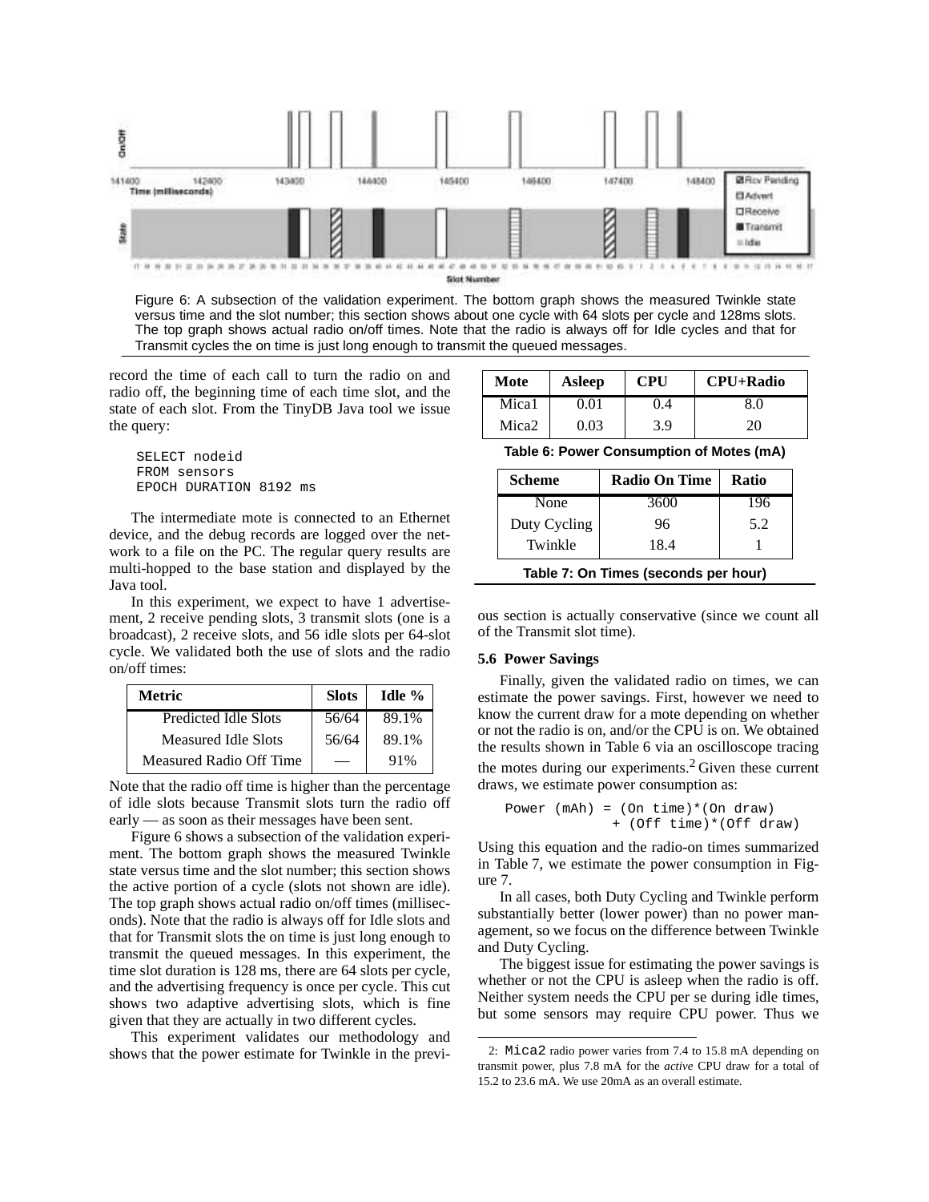Figure 6: A subsection of the validation experiment. The bottom graph shows the measured Twinkle state versus time and the slot number; this section shows about one cycle with 64 slots per cycle and 128ms slots. The top graph shows actual radio on/off times. Note that the radio is always off for Idle cycles and that for Transmit cycles the on time is just long enough to transmit the queued messages.

record the time of each call to turn the radio on and radio off, the beginning time of each time slot, and the state of each slot. From the TinyDB Java tool we issue the query:

```
SELECT nodeid
FROM sensors
EPOCH DURATION 8192 ms
```

The intermediate mote is connected to an Ethernet device, and the debug records are logged over the network to a file on the PC. The regular query results are multi-hopped to the base station and displayed by the Java tool.

In this experiment, we expect to have 1 advertisement, 2 receive pending slots, 3 transmit slots (one is a broadcast), 2 receive slots, and 56 idle slots per 64-slot cycle. We validated both the use of slots and the radio on/off times:

| Metric | Slots | Idle % |
|---|---|---|
| Predicted Idle Slots | 56/64 | 89.1% |
| Measured Idle Slots | 56/64 | 89.1% |
| Measured Radio Off Time | — | 91% |

Note that the radio off time is higher than the percentage of idle slots because Transmit slots turn the radio off early — as soon as their messages have been sent.

Figure 6 shows a subsection of the validation experiment. The bottom graph shows the measured Twinkle state versus time and the slot number; this section shows the active portion of a cycle (slots not shown are idle). The top graph shows actual radio on/off times (milliseconds). Note that the radio is always off for Idle slots and that for Transmit slots the on time is just long enough to transmit the queued messages. In this experiment, the time slot duration is 128 ms, there are 64 slots per cycle, and the advertising frequency is once per cycle. This cut shows two adaptive advertising slots, which is fine given that they are actually in two different cycles.

This experiment validates our methodology and shows that the power estimate for Twinkle in the previous section is actually conservative (since we count all of the Transmit slot time).

| Mote | Asleep | CPU | CPU+Radio |
|---|---|---|---|
| Mica1 | 0.01 | 0.4 | 8.0 |
| Mica2 | 0.03 | 3.9 | 20 |

**Table 6: Power Consumption of Motes (mA)**

| Scheme | Radio On Time | Ratio |
|---|---|---|
| None | 3600 | 196 |
| Duty Cycling | 96 | 5.2 |
| Twinkle | 18.4 | 1 |

**Table 7: On Times (seconds per hour)**

### 5.6 Power Savings

Finally, given the validated radio on times, we can estimate the power savings. First, however we need to know the current draw for a mote depending on whether or not the radio is on, and/or the CPU is on. We obtained the results shown in Table 6 via an oscilloscope tracing the motes during our experiments.[2] Given these current draws, we estimate power consumption as:

```
Power (mAh) = (On time)*(On draw)
            + (Off time)*(Off draw)
```

Using this equation and the radio-on times summarized in Table 7, we estimate the power consumption in Figure 7.

In all cases, both Duty Cycling and Twinkle perform substantially better (lower power) than no power management, so we focus on the difference between Twinkle and Duty Cycling.

The biggest issue for estimating the power savings is whether or not the CPU is asleep when the radio is off. Neither system needs the CPU per se during idle times, but some sensors may require CPU power. Thus we

2: Mica2 radio power varies from 7.4 to 15.8 mA depending on transmit power, plus 7.8 mA for the *active* CPU draw for a total of 15.2 to 23.6 mA. We use 20mA as an overall estimate.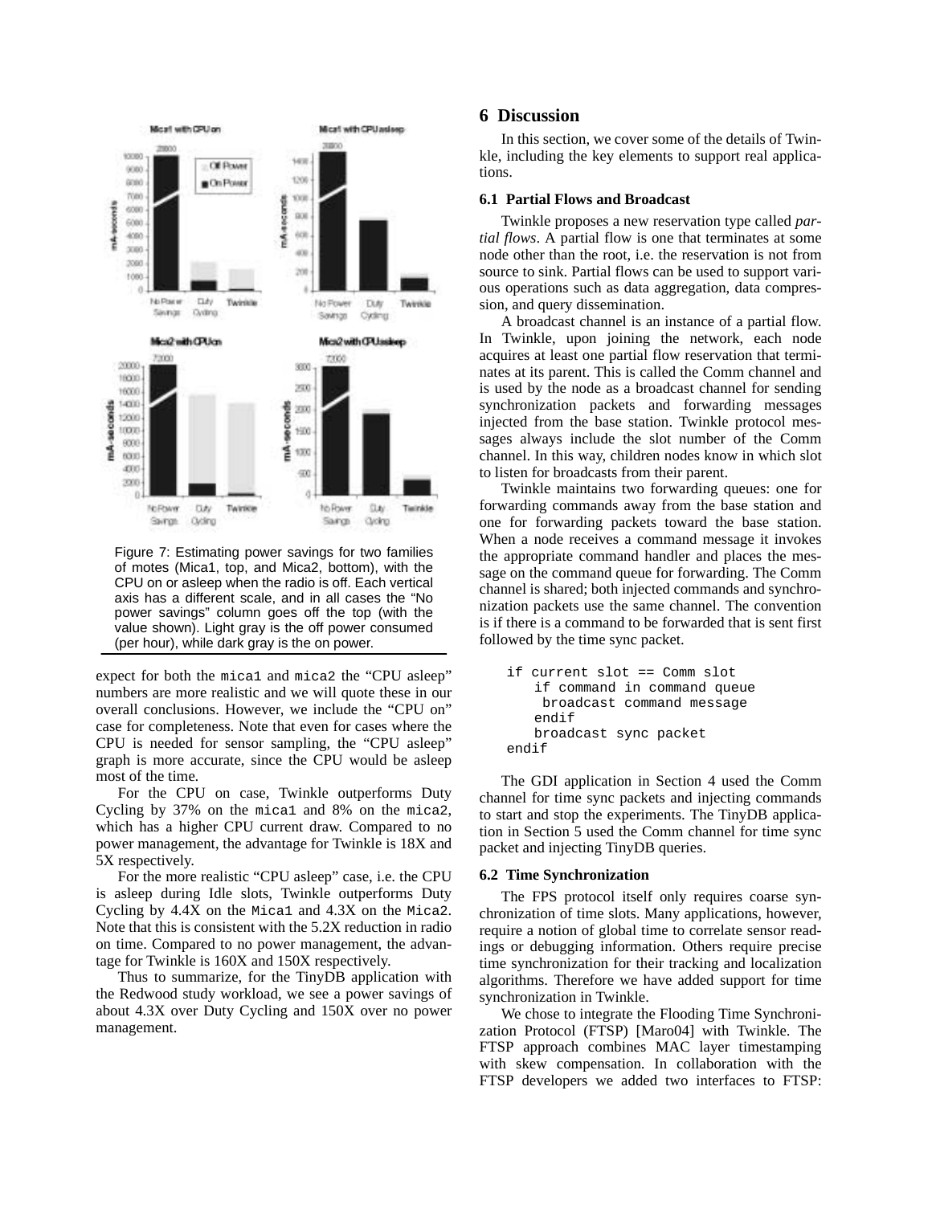Figure 7: Estimating power savings for two families of motes (Mica1, top, and Mica2, bottom), with the CPU on or asleep when the radio is off. Each vertical axis has a different scale, and in all cases the "No power savings" column goes off the top (with the value shown). Light gray is the off power consumed (per hour), while dark gray is the on power.

expect for both the mica1 and mica2 the "CPU asleep" numbers are more realistic and we will quote these in our overall conclusions. However, we include the "CPU on" case for completeness. Note that even for cases where the CPU is needed for sensor sampling, the "CPU asleep" graph is more accurate, since the CPU would be asleep most of the time.

For the CPU on case, Twinkle outperforms Duty Cycling by 37% on the mica1 and 8% on the mica2, which has a higher CPU current draw. Compared to no power management, the advantage for Twinkle is 18X and 5X respectively.

For the more realistic "CPU asleep" case, i.e. the CPU is asleep during Idle slots, Twinkle outperforms Duty Cycling by 4.4X on the Mica1 and 4.3X on the Mica2. Note that this is consistent with the 5.2X reduction in radio on time. Compared to no power management, the advantage for Twinkle is 160X and 150X respectively.

Thus to summarize, for the TinyDB application with the Redwood study workload, we see a power savings of about 4.3X over Duty Cycling and 150X over no power management.

# 6 Discussion

In this section, we cover some of the details of Twinkle, including the key elements to support real applications.

## 6.1 Partial Flows and Broadcast

Twinkle proposes a new reservation type called *partial flows*. A partial flow is one that terminates at some node other than the root, i.e. the reservation is not from source to sink. Partial flows can be used to support various operations such as data aggregation, data compression, and query dissemination.

A broadcast channel is an instance of a partial flow. In Twinkle, upon joining the network, each node acquires at least one partial flow reservation that terminates at its parent. This is called the Comm channel and is used by the node as a broadcast channel for sending synchronization packets and forwarding messages injected from the base station. Twinkle protocol messages always include the slot number of the Comm channel. In this way, children nodes know in which slot to listen for broadcasts from their parent.

Twinkle maintains two forwarding queues: one for forwarding commands away from the base station and one for forwarding packets toward the base station. When a node receives a command message it invokes the appropriate command handler and places the message on the command queue for forwarding. The Comm channel is shared; both injected commands and synchronization packets use the same channel. The convention is if there is a command to be forwarded that is sent first followed by the time sync packet.

```
if current slot == Comm slot
   if command in command queue
    broadcast command message
   endif
   broadcast sync packet
endif
```

The GDI application in Section 4 used the Comm channel for time sync packets and injecting commands to start and stop the experiments. The TinyDB application in Section 5 used the Comm channel for time sync packet and injecting TinyDB queries.

## 6.2 Time Synchronization

The FPS protocol itself only requires coarse synchronization of time slots. Many applications, however, require a notion of global time to correlate sensor readings or debugging information. Others require precise time synchronization for their tracking and localization algorithms. Therefore we have added support for time synchronization in Twinkle.

We chose to integrate the Flooding Time Synchronization Protocol (FTSP) [Maro04] with Twinkle. The FTSP approach combines MAC layer timestamping with skew compensation. In collaboration with the FTSP developers we added two interfaces to FTSP: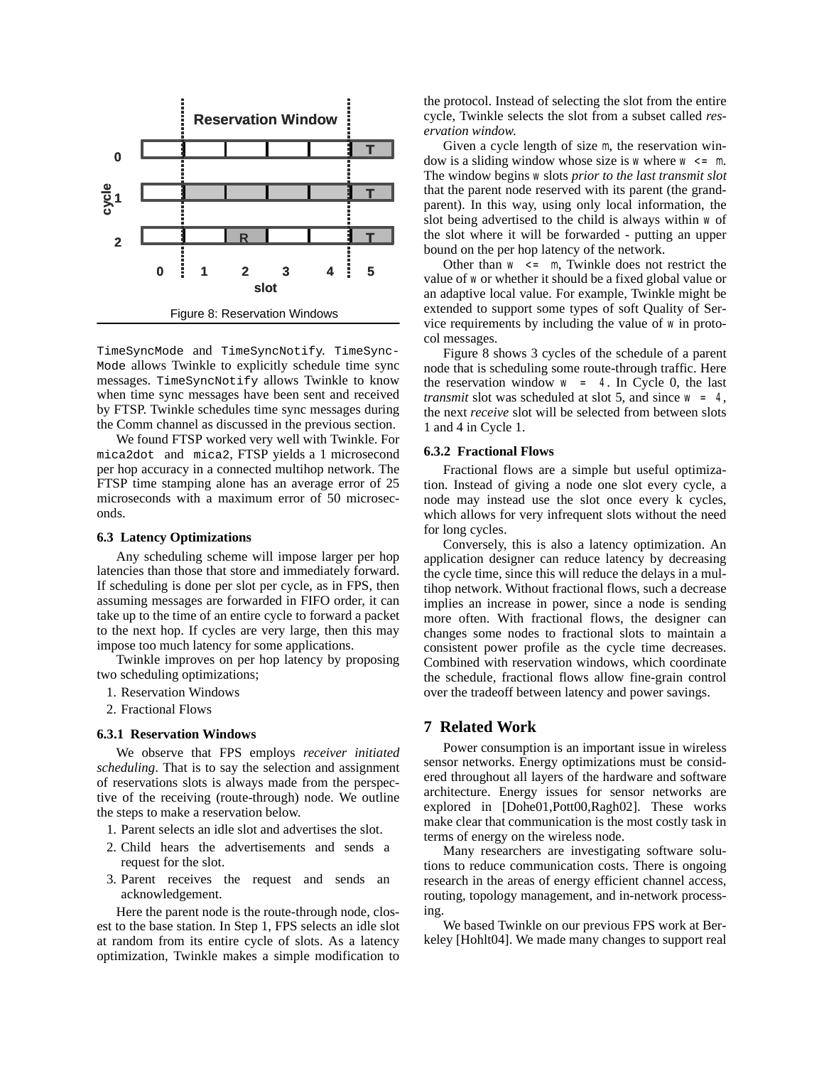Figure 8: Reservation Windows

TimeSyncMode and TimeSyncNotify. TimeSyncMode allows Twinkle to explicitly schedule time sync messages. TimeSyncNotify allows Twinkle to know when time sync messages have been sent and received by FTSP. Twinkle schedules time sync messages during the Comm channel as discussed in the previous section.

We found FTSP worked very well with Twinkle. For mica2dot and mica2, FTSP yields a 1 microsecond per hop accuracy in a connected multihop network. The FTSP time stamping alone has an average error of 25 microseconds with a maximum error of 50 microseconds.

### 6.3 Latency Optimizations

Any scheduling scheme will impose larger per hop latencies than those that store and immediately forward. If scheduling is done per slot per cycle, as in FPS, then assuming messages are forwarded in FIFO order, it can take up to the time of an entire cycle to forward a packet to the next hop. If cycles are very large, then this may impose too much latency for some applications.

Twinkle improves on per hop latency by proposing two scheduling optimizations;

1. Reservation Windows
2. Fractional Flows

#### 6.3.1 Reservation Windows

We observe that FPS employs *receiver initiated scheduling*. That is to say the selection and assignment of reservations slots is always made from the perspective of the receiving (route-through) node. We outline the steps to make a reservation below.

1. Parent selects an idle slot and advertises the slot.
2. Child hears the advertisements and sends a request for the slot.
3. Parent receives the request and sends an acknowledgement.

Here the parent node is the route-through node, closest to the base station. In Step 1, FPS selects an idle slot at random from its entire cycle of slots. As a latency optimization, Twinkle makes a simple modification to the protocol. Instead of selecting the slot from the entire cycle, Twinkle selects the slot from a subset called *reservation window.*

Given a cycle length of size m, the reservation window is a sliding window whose size is w where w <= m. The window begins w slots *prior to the last transmit slot* that the parent node reserved with its parent (the grandparent). In this way, using only local information, the slot being advertised to the child is always within w of the slot where it will be forwarded - putting an upper bound on the per hop latency of the network.

Other than w <= m, Twinkle does not restrict the value of w or whether it should be a fixed global value or an adaptive local value. For example, Twinkle might be extended to support some types of soft Quality of Service requirements by including the value of w in protocol messages.

Figure 8 shows 3 cycles of the schedule of a parent node that is scheduling some route-through traffic. Here the reservation window w = 4. In Cycle 0, the last *transmit* slot was scheduled at slot 5, and since w = 4, the next *receive* slot will be selected from between slots 1 and 4 in Cycle 1.

#### 6.3.2 Fractional Flows

Fractional flows are a simple but useful optimization. Instead of giving a node one slot every cycle, a node may instead use the slot once every k cycles, which allows for very infrequent slots without the need for long cycles.

Conversely, this is also a latency optimization. An application designer can reduce latency by decreasing the cycle time, since this will reduce the delays in a multihop network. Without fractional flows, such a decrease implies an increase in power, since a node is sending more often. With fractional flows, the designer can changes some nodes to fractional slots to maintain a consistent power profile as the cycle time decreases. Combined with reservation windows, which coordinate the schedule, fractional flows allow fine-grain control over the tradeoff between latency and power savings.

## 7 Related Work

Power consumption is an important issue in wireless sensor networks. Energy optimizations must be considered throughout all layers of the hardware and software architecture. Energy issues for sensor networks are explored in [Dohe01,Pott00,Ragh02]. These works make clear that communication is the most costly task in terms of energy on the wireless node.

Many researchers are investigating software solutions to reduce communication costs. There is ongoing research in the areas of energy efficient channel access, routing, topology management, and in-network processing.

We based Twinkle on our previous FPS work at Berkeley [Hohlt04]. We made many changes to support real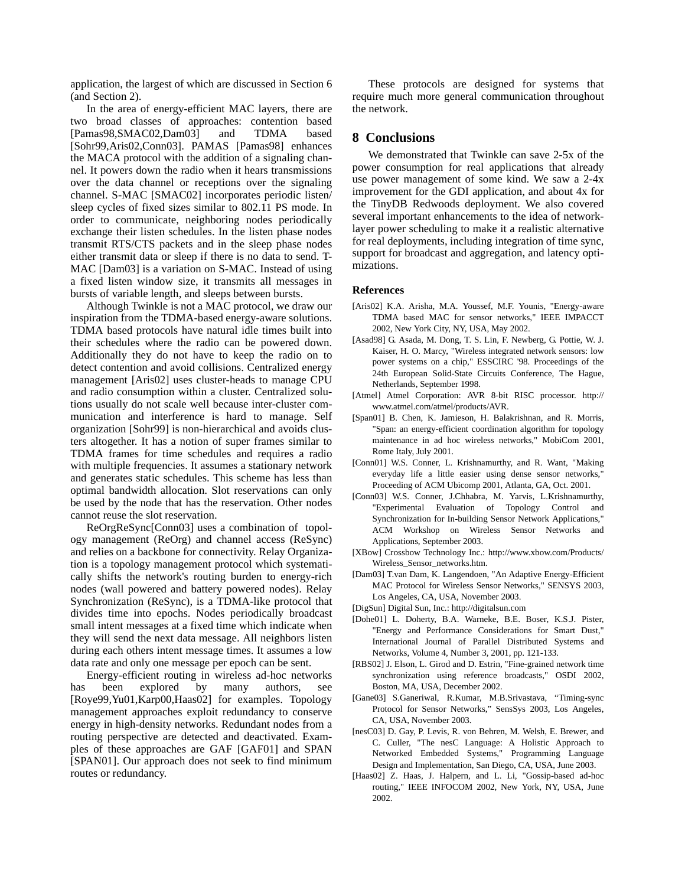application, the largest of which are discussed in Section 6 (and Section 2).

In the area of energy-efficient MAC layers, there are two broad classes of approaches: contention based [Pamas98,SMAC02,Dam03] and TDMA based [Sohr99,Aris02,Conn03]. PAMAS [Pamas98] enhances the MACA protocol with the addition of a signaling channel. It powers down the radio when it hears transmissions over the data channel or receptions over the signaling channel. S-MAC [SMAC02] incorporates periodic listen/sleep cycles of fixed sizes similar to 802.11 PS mode. In order to communicate, neighboring nodes periodically exchange their listen schedules. In the listen phase nodes transmit RTS/CTS packets and in the sleep phase nodes either transmit data or sleep if there is no data to send. T-MAC [Dam03] is a variation on S-MAC. Instead of using a fixed listen window size, it transmits all messages in bursts of variable length, and sleeps between bursts.

Although Twinkle is not a MAC protocol, we draw our inspiration from the TDMA-based energy-aware solutions. TDMA based protocols have natural idle times built into their schedules where the radio can be powered down. Additionally they do not have to keep the radio on to detect contention and avoid collisions. Centralized energy management [Aris02] uses cluster-heads to manage CPU and radio consumption within a cluster. Centralized solutions usually do not scale well because inter-cluster communication and interference is hard to manage. Self organization [Sohr99] is non-hierarchical and avoids clusters altogether. It has a notion of super frames similar to TDMA frames for time schedules and requires a radio with multiple frequencies. It assumes a stationary network and generates static schedules. This scheme has less than optimal bandwidth allocation. Slot reservations can only be used by the node that has the reservation. Other nodes cannot reuse the slot reservation.

ReOrgReSync[Conn03] uses a combination of topology management (ReOrg) and channel access (ReSync) and relies on a backbone for connectivity. Relay Organization is a topology management protocol which systematically shifts the network's routing burden to energy-rich nodes (wall powered and battery powered nodes). Relay Synchronization (ReSync), is a TDMA-like protocol that divides time into epochs. Nodes periodically broadcast small intent messages at a fixed time which indicate when they will send the next data message. All neighbors listen during each others intent message times. It assumes a low data rate and only one message per epoch can be sent.

Energy-efficient routing in wireless ad-hoc networks has been explored by many authors, see [Roye99,Yu01,Karp00,Haas02] for examples. Topology management approaches exploit redundancy to conserve energy in high-density networks. Redundant nodes from a routing perspective are detected and deactivated. Examples of these approaches are GAF [GAF01] and SPAN [SPAN01]. Our approach does not seek to find minimum routes or redundancy.

These protocols are designed for systems that require much more general communication throughout the network.

## 8 Conclusions

We demonstrated that Twinkle can save 2-5x of the power consumption for real applications that already use power management of some kind. We saw a 2-4x improvement for the GDI application, and about 4x for the TinyDB Redwoods deployment. We also covered several important enhancements to the idea of network-layer power scheduling to make it a realistic alternative for real deployments, including integration of time sync, support for broadcast and aggregation, and latency optimizations.

### References

[Aris02] K.A. Arisha, M.A. Youssef, M.F. Younis, "Energy-aware TDMA based MAC for sensor networks," IEEE IMPACCT 2002, New York City, NY, USA, May 2002.

[Asad98] G. Asada, M. Dong, T. S. Lin, F. Newberg, G. Pottie, W. J. Kaiser, H. O. Marcy, "Wireless integrated network sensors: low power systems on a chip," ESSCIRC '98. Proceedings of the 24th European Solid-State Circuits Conference, The Hague, Netherlands, September 1998.

[Atmel] Atmel Corporation: AVR 8-bit RISC processor. http://www.atmel.com/atmel/products/AVR.

[Span01] B. Chen, K. Jamieson, H. Balakrishnan, and R. Morris, "Span: an energy-efficient coordination algorithm for topology maintenance in ad hoc wireless networks," MobiCom 2001, Rome Italy, July 2001.

[Conn01] W.S. Conner, L. Krishnamurthy, and R. Want, "Making everyday life a little easier using dense sensor networks," Proceeding of ACM Ubicomp 2001, Atlanta, GA, Oct. 2001.

[Conn03] W.S. Conner, J.Chhabra, M. Yarvis, L.Krishnamurthy, "Experimental Evaluation of Topology Control and Synchronization for In-building Sensor Network Applications," ACM Workshop on Wireless Sensor Networks and Applications, September 2003.

[XBow] Crossbow Technology Inc.: http://www.xbow.com/Products/Wireless_Sensor_networks.htm.

[Dam03] T.van Dam, K. Langendoen, "An Adaptive Energy-Efficient MAC Protocol for Wireless Sensor Networks," SENSYS 2003, Los Angeles, CA, USA, November 2003.

[DigSun] Digital Sun, Inc.: http://digitalsun.com

[Dohe01] L. Doherty, B.A. Warneke, B.E. Boser, K.S.J. Pister, "Energy and Performance Considerations for Smart Dust," International Journal of Parallel Distributed Systems and Networks, Volume 4, Number 3, 2001, pp. 121-133.

[RBS02] J. Elson, L. Girod and D. Estrin, "Fine-grained network time synchronization using reference broadcasts," OSDI 2002, Boston, MA, USA, December 2002.

[Gane03] S.Ganeriwal, R.Kumar, M.B.Srivastava, "Timing-sync Protocol for Sensor Networks," SensSys 2003, Los Angeles, CA, USA, November 2003.

[nesC03] D. Gay, P. Levis, R. von Behren, M. Welsh, E. Brewer, and C. Culler, "The nesC Language: A Holistic Approach to Networked Embedded Systems," Programming Language Design and Implementation, San Diego, CA, USA, June 2003.

[Haas02] Z. Haas, J. Halpern, and L. Li, "Gossip-based ad-hoc routing," IEEE INFOCOM 2002, New York, NY, USA, June 2002.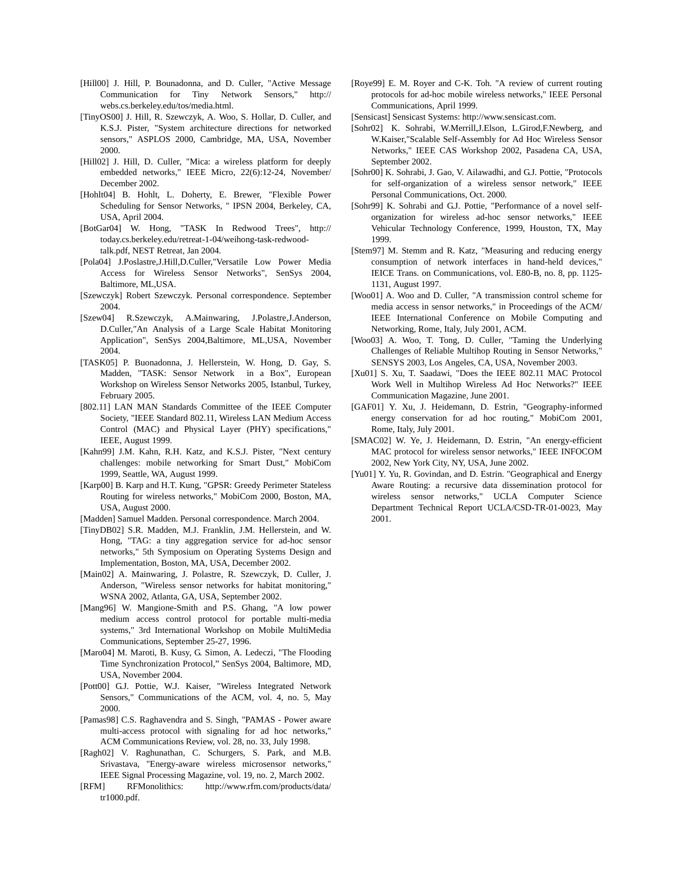[Hill00] J. Hill, P. Bounadonna, and D. Culler, "Active Message Communication for Tiny Network Sensors," http://webs.cs.berkeley.edu/tos/media.html.

[TinyOS00] J. Hill, R. Szewczyk, A. Woo, S. Hollar, D. Culler, and K.S.J. Pister, "System architecture directions for networked sensors," ASPLOS 2000, Cambridge, MA, USA, November 2000.

[Hill02] J. Hill, D. Culler, "Mica: a wireless platform for deeply embedded networks," IEEE Micro, 22(6):12-24, November/December 2002.

[Hohlt04] B. Hohlt, L. Doherty, E. Brewer, "Flexible Power Scheduling for Sensor Networks, " IPSN 2004, Berkeley, CA, USA, April 2004.

[BotGar04] W. Hong, "TASK In Redwood Trees", http://today.cs.berkeley.edu/retreat-1-04/weihong-task-redwood-talk.pdf, NEST Retreat, Jan 2004.

[Pola04] J.Poslastre,J.Hill,D.Culler,"Versatile Low Power Media Access for Wireless Sensor Networks", SenSys 2004, Baltimore, ML,USA.

[Szewczyk] Robert Szewczyk. Personal correspondence. September 2004.

[Szew04] R.Szewczyk, A.Mainwaring, J.Polastre,J.Anderson, D.Culler,"An Analysis of a Large Scale Habitat Monitoring Application", SenSys 2004,Baltimore, ML,USA, November 2004.

[TASK05] P. Buonadonna, J. Hellerstein, W. Hong, D. Gay, S. Madden, "TASK: Sensor Network in a Box", European Workshop on Wireless Sensor Networks 2005, Istanbul, Turkey, February 2005.

[802.11] LAN MAN Standards Committee of the IEEE Computer Society, "IEEE Standard 802.11, Wireless LAN Medium Access Control (MAC) and Physical Layer (PHY) specifications," IEEE, August 1999.

[Kahn99] J.M. Kahn, R.H. Katz, and K.S.J. Pister, "Next century challenges: mobile networking for Smart Dust," MobiCom 1999, Seattle, WA, August 1999.

[Karp00] B. Karp and H.T. Kung, "GPSR: Greedy Perimeter Stateless Routing for wireless networks," MobiCom 2000, Boston, MA, USA, August 2000.

[Madden] Samuel Madden. Personal correspondence. March 2004.

[TinyDB02] S.R. Madden, M.J. Franklin, J.M. Hellerstein, and W. Hong, "TAG: a tiny aggregation service for ad-hoc sensor networks," 5th Symposium on Operating Systems Design and Implementation, Boston, MA, USA, December 2002.

[Main02] A. Mainwaring, J. Polastre, R. Szewczyk, D. Culler, J. Anderson, "Wireless sensor networks for habitat monitoring," WSNA 2002, Atlanta, GA, USA, September 2002.

[Mang96] W. Mangione-Smith and P.S. Ghang, "A low power medium access control protocol for portable multi-media systems," 3rd International Workshop on Mobile MultiMedia Communications, September 25-27, 1996.

[Maro04] M. Maroti, B. Kusy, G. Simon, A. Ledeczi, "The Flooding Time Synchronization Protocol," SenSys 2004, Baltimore, MD, USA, November 2004.

[Pott00] G.J. Pottie, W.J. Kaiser, "Wireless Integrated Network Sensors," Communications of the ACM, vol. 4, no. 5, May 2000.

[Pamas98] C.S. Raghavendra and S. Singh, "PAMAS - Power aware multi-access protocol with signaling for ad hoc networks," ACM Communications Review, vol. 28, no. 33, July 1998.

[Ragh02] V. Raghunathan, C. Schurgers, S. Park, and M.B. Srivastava, "Energy-aware wireless microsensor networks," IEEE Signal Processing Magazine, vol. 19, no. 2, March 2002.

[RFM] RFMonolithics: http://www.rfm.com/products/data/tr1000.pdf.

[Roye99] E. M. Royer and C-K. Toh. "A review of current routing protocols for ad-hoc mobile wireless networks," IEEE Personal Communications, April 1999.

[Sensicast] Sensicast Systems: http://www.sensicast.com.

[Sohr02] K. Sohrabi, W.Merrill,J.Elson, L.Girod,F.Newberg, and W.Kaiser,"Scalable Self-Assembly for Ad Hoc Wireless Sensor Networks," IEEE CAS Workshop 2002, Pasadena CA, USA, September 2002.

[Sohr00] K. Sohrabi, J. Gao, V. Ailawadhi, and G.J. Pottie, "Protocols for self-organization of a wireless sensor network," IEEE Personal Communications, Oct. 2000.

[Sohr99] K. Sohrabi and G.J. Pottie, "Performance of a novel self-organization for wireless ad-hoc sensor networks," IEEE Vehicular Technology Conference, 1999, Houston, TX, May 1999.

[Stem97] M. Stemm and R. Katz, "Measuring and reducing energy consumption of network interfaces in hand-held devices," IEICE Trans. on Communications, vol. E80-B, no. 8, pp. 1125-1131, August 1997.

[Woo01] A. Woo and D. Culler, "A transmission control scheme for media access in sensor networks," in Proceedings of the ACM/IEEE International Conference on Mobile Computing and Networking, Rome, Italy, July 2001, ACM.

[Woo03] A. Woo, T. Tong, D. Culler, "Taming the Underlying Challenges of Reliable Multihop Routing in Sensor Networks," SENSYS 2003, Los Angeles, CA, USA, November 2003.

[Xu01] S. Xu, T. Saadawi, "Does the IEEE 802.11 MAC Protocol Work Well in Multihop Wireless Ad Hoc Networks?" IEEE Communication Magazine, June 2001.

[GAF01] Y. Xu, J. Heidemann, D. Estrin, "Geography-informed energy conservation for ad hoc routing," MobiCom 2001, Rome, Italy, July 2001.

[SMAC02] W. Ye, J. Heidemann, D. Estrin, "An energy-efficient MAC protocol for wireless sensor networks," IEEE INFOCOM 2002, New York City, NY, USA, June 2002.

[Yu01] Y. Yu, R. Govindan, and D. Estrin. "Geographical and Energy Aware Routing: a recursive data dissemination protocol for wireless sensor networks," UCLA Computer Science Department Technical Report UCLA/CSD-TR-01-0023, May 2001.